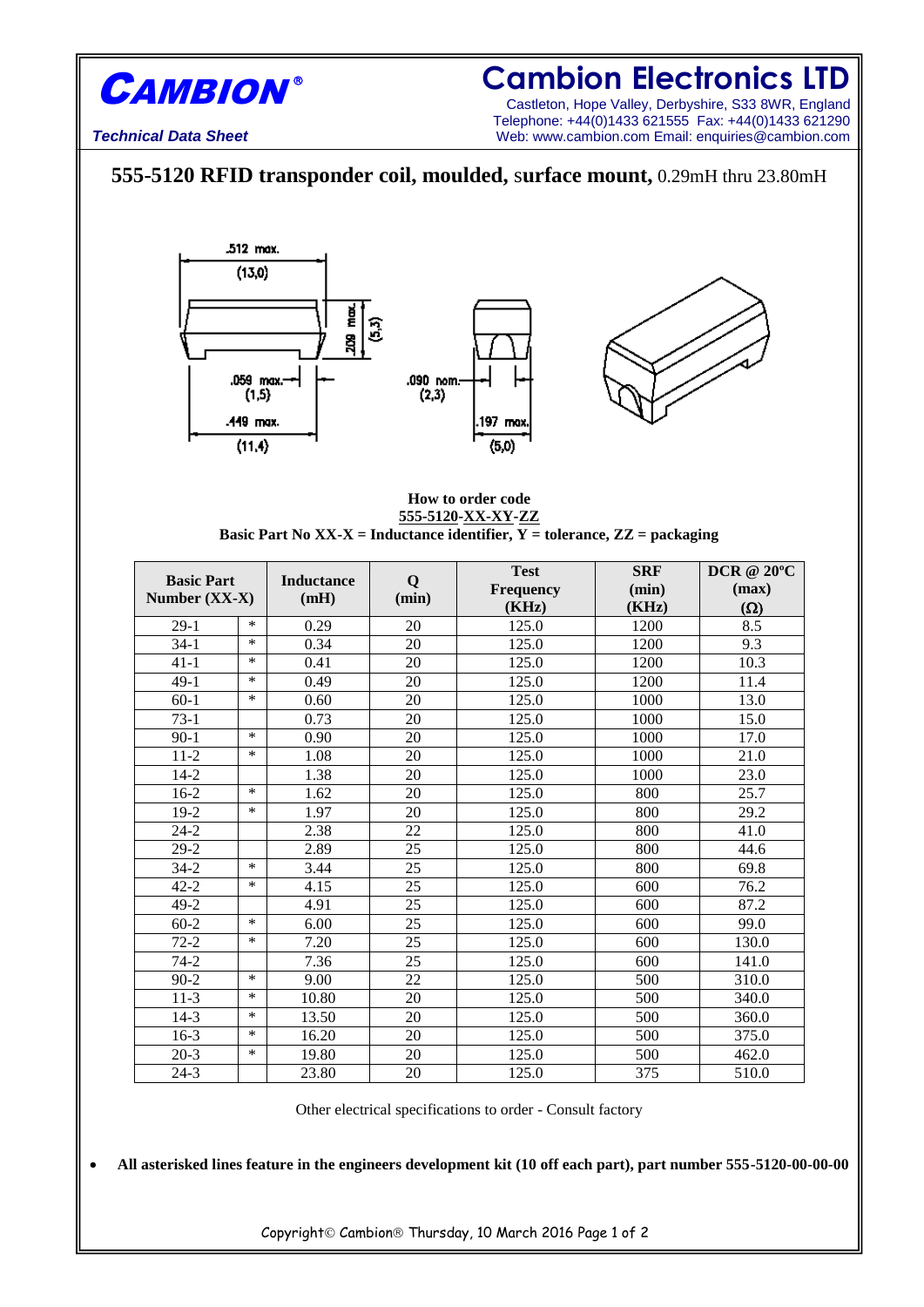# CAMBION®

# Cambion Electronics LTD

Castleton, Hope Valley, Derbyshire, S33 8WR, England
Telephone: +44(0)1433 621555 Fax: +44(0)1433 621290
Web: www.cambion.com Email: enquiries@cambion.com

*Technical Data Sheet*

## 555-5120 RFID transponder coil, moulded, surface mount, 0.29mH thru 23.80mH

.512 max. (13,0)

.209 max. (5,3)

.059 max. (1,5)

.449 max. (11,4)

.090 nom. (2,3)

.197 max. (5,0)

**How to order code**

**555-5120-XX-XY-ZZ**

**Basic Part No XX-X = Inductance identifier, Y = tolerance, ZZ = packaging**

| Basic Part Number (XX-X) | | Inductance (mH) | Q (min) | Test Frequency (KHz) | SRF (min) (KHz) | DCR @ 20ºC (max) (Ω) |
|---|---|---|---|---|---|---|
| 29-1 | * | 0.29 | 20 | 125.0 | 1200 | 8.5 |
| 34-1 | * | 0.34 | 20 | 125.0 | 1200 | 9.3 |
| 41-1 | * | 0.41 | 20 | 125.0 | 1200 | 10.3 |
| 49-1 | * | 0.49 | 20 | 125.0 | 1200 | 11.4 |
| 60-1 | * | 0.60 | 20 | 125.0 | 1000 | 13.0 |
| 73-1 | | 0.73 | 20 | 125.0 | 1000 | 15.0 |
| 90-1 | * | 0.90 | 20 | 125.0 | 1000 | 17.0 |
| 11-2 | * | 1.08 | 20 | 125.0 | 1000 | 21.0 |
| 14-2 | | 1.38 | 20 | 125.0 | 1000 | 23.0 |
| 16-2 | * | 1.62 | 20 | 125.0 | 800 | 25.7 |
| 19-2 | * | 1.97 | 20 | 125.0 | 800 | 29.2 |
| 24-2 | | 2.38 | 22 | 125.0 | 800 | 41.0 |
| 29-2 | | 2.89 | 25 | 125.0 | 800 | 44.6 |
| 34-2 | * | 3.44 | 25 | 125.0 | 800 | 69.8 |
| 42-2 | * | 4.15 | 25 | 125.0 | 600 | 76.2 |
| 49-2 | | 4.91 | 25 | 125.0 | 600 | 87.2 |
| 60-2 | * | 6.00 | 25 | 125.0 | 600 | 99.0 |
| 72-2 | * | 7.20 | 25 | 125.0 | 600 | 130.0 |
| 74-2 | | 7.36 | 25 | 125.0 | 600 | 141.0 |
| 90-2 | * | 9.00 | 22 | 125.0 | 500 | 310.0 |
| 11-3 | * | 10.80 | 20 | 125.0 | 500 | 340.0 |
| 14-3 | * | 13.50 | 20 | 125.0 | 500 | 360.0 |
| 16-3 | * | 16.20 | 20 | 125.0 | 500 | 375.0 |
| 20-3 | * | 19.80 | 20 | 125.0 | 500 | 462.0 |
| 24-3 | | 23.80 | 20 | 125.0 | 375 | 510.0 |

Other electrical specifications to order - Consult factory

- **All asterisked lines feature in the engineers development kit (10 off each part), part number 555-5120-00-00-00**

Copyright© Cambion® Thursday, 10 March 2016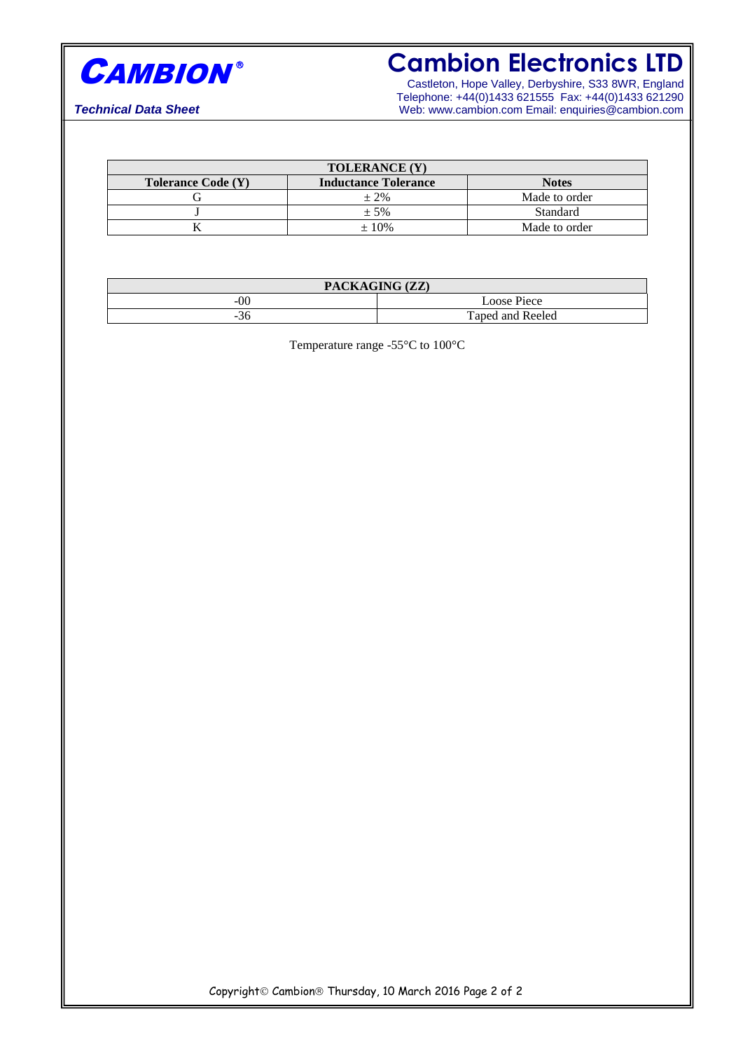| TOLERANCE (Y) | | |
|---|---|---|
| **Tolerance Code (Y)** | **Inductance Tolerance** | **Notes** |
| G | ± 2% | Made to order |
| J | ± 5% | Standard |
| K | ± 10% | Made to order |

| PACKAGING (ZZ) | |
|---|---|
| -00 | Loose Piece |
| -36 | Taped and Reeled |

Temperature range -55°C to 100°C